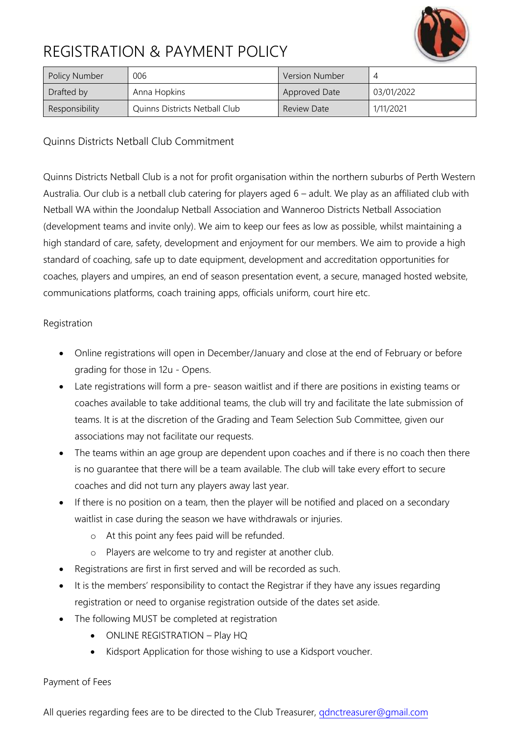# REGISTRATION & PAYMENT POLICY

| Policy Number | 006 | Version Number | 4 |
|---|---|---|---|
| Drafted by | Anna Hopkins | Approved Date | 03/01/2022 |
| Responsibility | Quinns Districts Netball Club | Review Date | 1/11/2021 |

## Quinns Districts Netball Club Commitment

Quinns Districts Netball Club is a not for profit organisation within the northern suburbs of Perth Western Australia. Our club is a netball club catering for players aged 6 – adult. We play as an affiliated club with Netball WA within the Joondalup Netball Association and Wanneroo Districts Netball Association (development teams and invite only). We aim to keep our fees as low as possible, whilst maintaining a high standard of care, safety, development and enjoyment for our members. We aim to provide a high standard of coaching, safe up to date equipment, development and accreditation opportunities for coaches, players and umpires, an end of season presentation event, a secure, managed hosted website, communications platforms, coach training apps, officials uniform, court hire etc.

## Registration

- Online registrations will open in December/January and close at the end of February or before grading for those in 12u - Opens.
- Late registrations will form a pre- season waitlist and if there are positions in existing teams or coaches available to take additional teams, the club will try and facilitate the late submission of teams. It is at the discretion of the Grading and Team Selection Sub Committee, given our associations may not facilitate our requests.
- The teams within an age group are dependent upon coaches and if there is no coach then there is no guarantee that there will be a team available. The club will take every effort to secure coaches and did not turn any players away last year.
- If there is no position on a team, then the player will be notified and placed on a secondary waitlist in case during the season we have withdrawals or injuries.
  - At this point any fees paid will be refunded.
  - Players are welcome to try and register at another club.
- Registrations are first in first served and will be recorded as such.
- It is the members' responsibility to contact the Registrar if they have any issues regarding registration or need to organise registration outside of the dates set aside.
- The following MUST be completed at registration
  - ONLINE REGISTRATION – Play HQ
  - Kidsport Application for those wishing to use a Kidsport voucher.

## Payment of Fees

All queries regarding fees are to be directed to the Club Treasurer, qdnctreasurer@gmail.com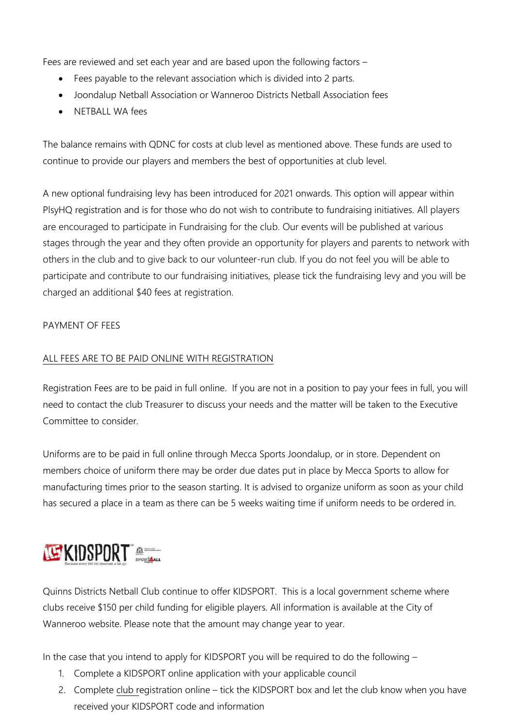Fees are reviewed and set each year and are based upon the following factors –

- Fees payable to the relevant association which is divided into 2 parts.
- Joondalup Netball Association or Wanneroo Districts Netball Association fees
- NETBALL WA fees

The balance remains with QDNC for costs at club level as mentioned above. These funds are used to continue to provide our players and members the best of opportunities at club level.

A new optional fundraising levy has been introduced for 2021 onwards. This option will appear within PlsyHQ registration and is for those who do not wish to contribute to fundraising initiatives. All players are encouraged to participate in Fundraising for the club. Our events will be published at various stages through the year and they often provide an opportunity for players and parents to network with others in the club and to give back to our volunteer-run club. If you do not feel you will be able to participate and contribute to our fundraising initiatives, please tick the fundraising levy and you will be charged an additional $40 fees at registration.

PAYMENT OF FEES

<u>ALL FEES ARE TO BE PAID ONLINE WITH REGISTRATION</u>

Registration Fees are to be paid in full online. If you are not in a position to pay your fees in full, you will need to contact the club Treasurer to discuss your needs and the matter will be taken to the Executive Committee to consider.

Uniforms are to be paid in full online through Mecca Sports Joondalup, or in store. Dependent on members choice of uniform there may be order due dates put in place by Mecca Sports to allow for manufacturing times prior to the season starting. It is advised to organize uniform as soon as your child has secured a place in a team as there can be 5 weeks waiting time if uniform needs to be ordered in.

KIDSPORT

Quinns Districts Netball Club continue to offer KIDSPORT. This is a local government scheme where clubs receive $150 per child funding for eligible players. All information is available at the City of Wanneroo website. Please note that the amount may change year to year.

In the case that you intend to apply for KIDSPORT you will be required to do the following –

1. Complete a KIDSPORT online application with your applicable council
2. Complete club registration online – tick the KIDSPORT box and let the club know when you have received your KIDSPORT code and information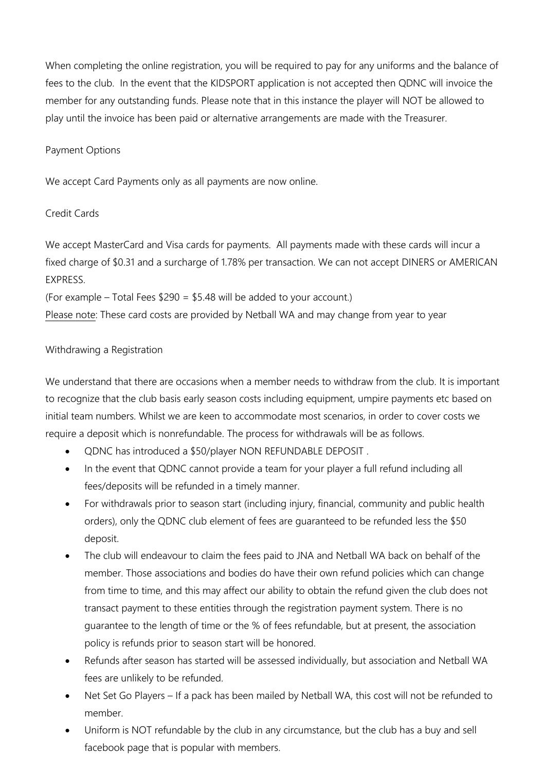When completing the online registration, you will be required to pay for any uniforms and the balance of fees to the club. In the event that the KIDSPORT application is not accepted then QDNC will invoice the member for any outstanding funds. Please note that in this instance the player will NOT be allowed to play until the invoice has been paid or alternative arrangements are made with the Treasurer.

Payment Options

We accept Card Payments only as all payments are now online.

Credit Cards

We accept MasterCard and Visa cards for payments. All payments made with these cards will incur a fixed charge of $0.31 and a surcharge of 1.78% per transaction. We can not accept DINERS or AMERICAN EXPRESS.
(For example – Total Fees $290 = $5.48 will be added to your account.)
Please note: These card costs are provided by Netball WA and may change from year to year

Withdrawing a Registration

We understand that there are occasions when a member needs to withdraw from the club. It is important to recognize that the club basis early season costs including equipment, umpire payments etc based on initial team numbers. Whilst we are keen to accommodate most scenarios, in order to cover costs we require a deposit which is nonrefundable. The process for withdrawals will be as follows.

- QDNC has introduced a $50/player NON REFUNDABLE DEPOSIT .
- In the event that QDNC cannot provide a team for your player a full refund including all fees/deposits will be refunded in a timely manner.
- For withdrawals prior to season start (including injury, financial, community and public health orders), only the QDNC club element of fees are guaranteed to be refunded less the $50 deposit.
- The club will endeavour to claim the fees paid to JNA and Netball WA back on behalf of the member. Those associations and bodies do have their own refund policies which can change from time to time, and this may affect our ability to obtain the refund given the club does not transact payment to these entities through the registration payment system. There is no guarantee to the length of time or the % of fees refundable, but at present, the association policy is refunds prior to season start will be honored.
- Refunds after season has started will be assessed individually, but association and Netball WA fees are unlikely to be refunded.
- Net Set Go Players – If a pack has been mailed by Netball WA, this cost will not be refunded to member.
- Uniform is NOT refundable by the club in any circumstance, but the club has a buy and sell facebook page that is popular with members.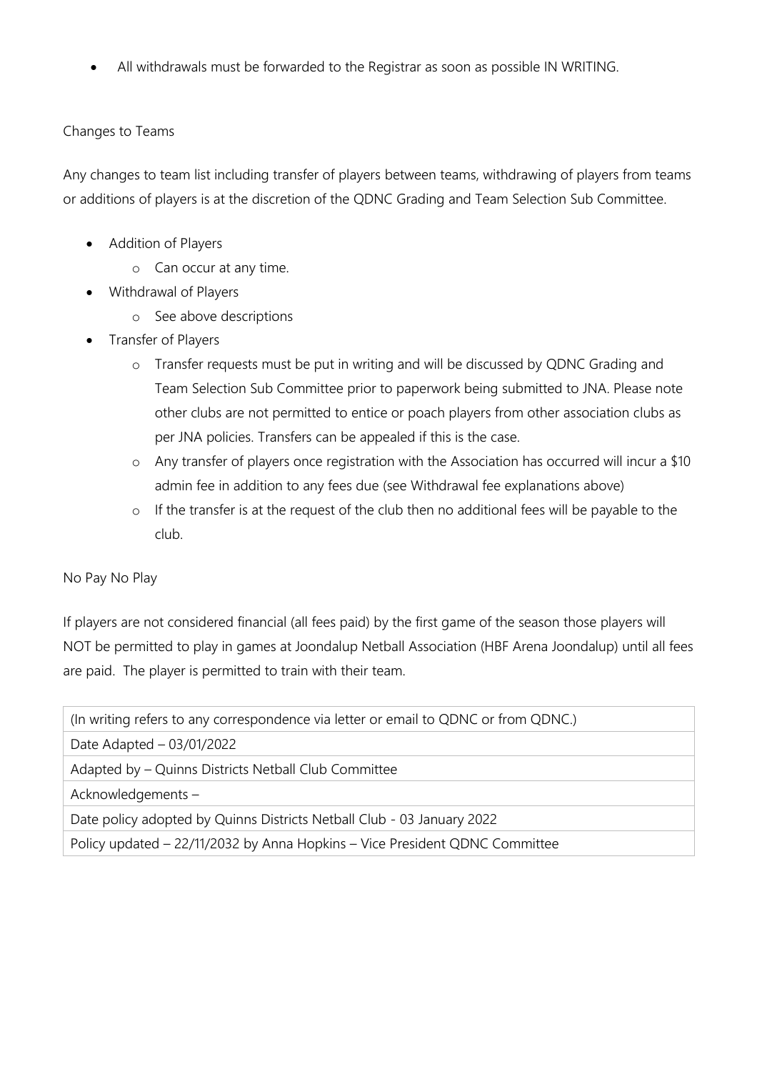- All withdrawals must be forwarded to the Registrar as soon as possible IN WRITING.

Changes to Teams

Any changes to team list including transfer of players between teams, withdrawing of players from teams or additions of players is at the discretion of the QDNC Grading and Team Selection Sub Committee.

- Addition of Players
  - Can occur at any time.
- Withdrawal of Players
  - See above descriptions
- Transfer of Players
  - Transfer requests must be put in writing and will be discussed by QDNC Grading and Team Selection Sub Committee prior to paperwork being submitted to JNA. Please note other clubs are not permitted to entice or poach players from other association clubs as per JNA policies. Transfers can be appealed if this is the case.
  - Any transfer of players once registration with the Association has occurred will incur a $10 admin fee in addition to any fees due (see Withdrawal fee explanations above)
  - If the transfer is at the request of the club then no additional fees will be payable to the club.

No Pay No Play

If players are not considered financial (all fees paid) by the first game of the season those players will NOT be permitted to play in games at Joondalup Netball Association (HBF Arena Joondalup) until all fees are paid. The player is permitted to train with their team.

| |
|---|
| (In writing refers to any correspondence via letter or email to QDNC or from QDNC.) |
| Date Adapted – 03/01/2022 |
| Adapted by – Quinns Districts Netball Club Committee |
| Acknowledgements – |
| Date policy adopted by Quinns Districts Netball Club - 03 January 2022 |
| Policy updated – 22/11/2032 by Anna Hopkins – Vice President QDNC Committee |